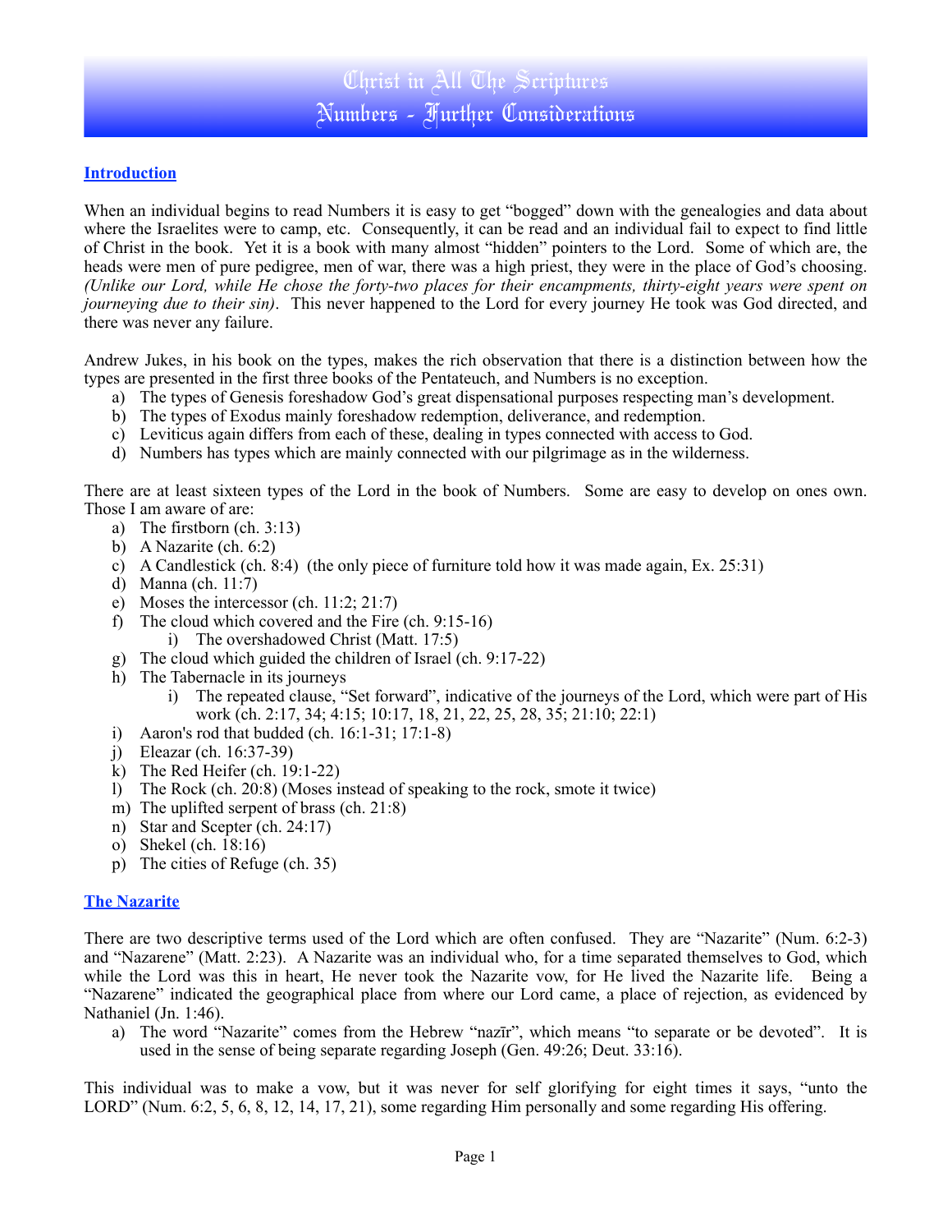# Christ in All The Scriptures
# Numbers - Further Considerations

## Introduction

When an individual begins to read Numbers it is easy to get "bogged" down with the genealogies and data about where the Israelites were to camp, etc. Consequently, it can be read and an individual fail to expect to find little of Christ in the book. Yet it is a book with many almost "hidden" pointers to the Lord. Some of which are, the heads were men of pure pedigree, men of war, there was a high priest, they were in the place of God's choosing. *(Unlike our Lord, while He chose the forty-two places for their encampments, thirty-eight years were spent on journeying due to their sin)*. This never happened to the Lord for every journey He took was God directed, and there was never any failure.

Andrew Jukes, in his book on the types, makes the rich observation that there is a distinction between how the types are presented in the first three books of the Pentateuch, and Numbers is no exception.

a) The types of Genesis foreshadow God's great dispensational purposes respecting man's development.
b) The types of Exodus mainly foreshadow redemption, deliverance, and redemption.
c) Leviticus again differs from each of these, dealing in types connected with access to God.
d) Numbers has types which are mainly connected with our pilgrimage as in the wilderness.

There are at least sixteen types of the Lord in the book of Numbers. Some are easy to develop on ones own. Those I am aware of are:

a) The firstborn (ch. 3:13)
b) A Nazarite (ch. 6:2)
c) A Candlestick (ch. 8:4) (the only piece of furniture told how it was made again, Ex. 25:31)
d) Manna (ch. 11:7)
e) Moses the intercessor (ch. 11:2; 21:7)
f) The cloud which covered and the Fire (ch. 9:15-16)
    i) The overshadowed Christ (Matt. 17:5)
g) The cloud which guided the children of Israel (ch. 9:17-22)
h) The Tabernacle in its journeys
    i) The repeated clause, "Set forward", indicative of the journeys of the Lord, which were part of His work (ch. 2:17, 34; 4:15; 10:17, 18, 21, 22, 25, 28, 35; 21:10; 22:1)
i) Aaron's rod that budded (ch. 16:1-31; 17:1-8)
j) Eleazar (ch. 16:37-39)
k) The Red Heifer (ch. 19:1-22)
l) The Rock (ch. 20:8) (Moses instead of speaking to the rock, smote it twice)
m) The uplifted serpent of brass (ch. 21:8)
n) Star and Scepter (ch. 24:17)
o) Shekel (ch. 18:16)
p) The cities of Refuge (ch. 35)

## The Nazarite

There are two descriptive terms used of the Lord which are often confused. They are "Nazarite" (Num. 6:2-3) and "Nazarene" (Matt. 2:23). A Nazarite was an individual who, for a time separated themselves to God, which while the Lord was this in heart, He never took the Nazarite vow, for He lived the Nazarite life. Being a "Nazarene" indicated the geographical place from where our Lord came, a place of rejection, as evidenced by Nathaniel (Jn. 1:46).

a) The word "Nazarite" comes from the Hebrew "nazīr", which means "to separate or be devoted". It is used in the sense of being separate regarding Joseph (Gen. 49:26; Deut. 33:16).

This individual was to make a vow, but it was never for self glorifying for eight times it says, "unto the LORD" (Num. 6:2, 5, 6, 8, 12, 14, 17, 21), some regarding Him personally and some regarding His offering.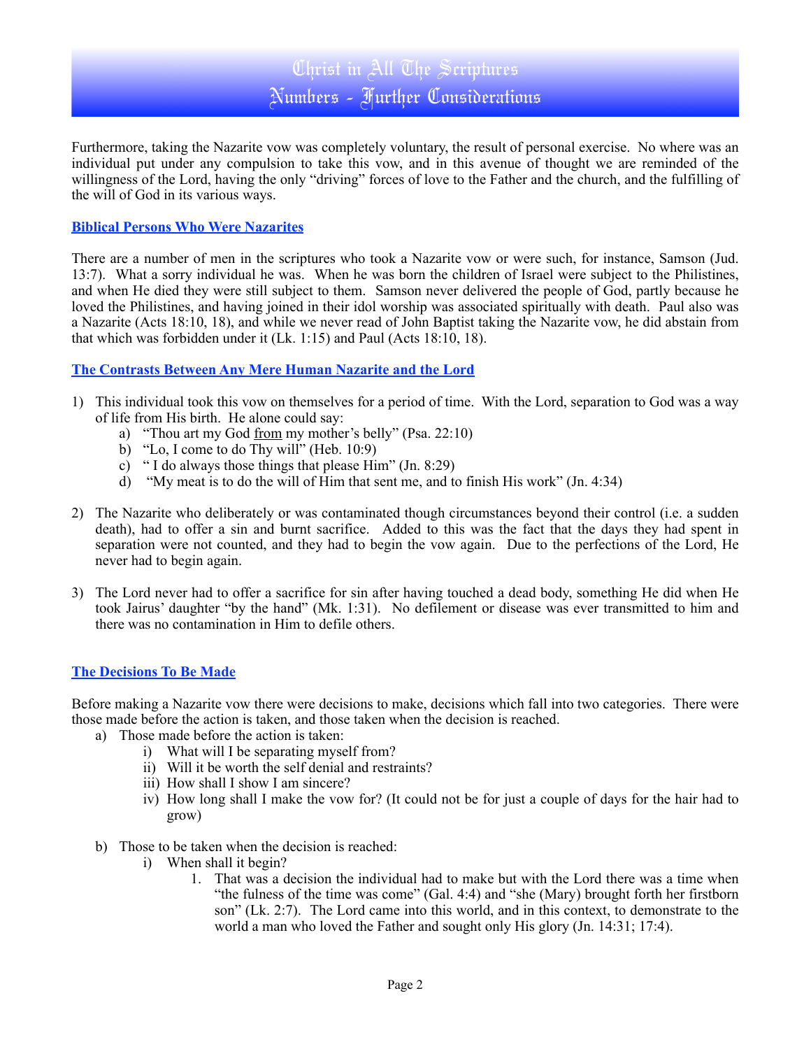Furthermore, taking the Nazarite vow was completely voluntary, the result of personal exercise. No where was an individual put under any compulsion to take this vow, and in this avenue of thought we are reminded of the willingness of the Lord, having the only "driving" forces of love to the Father and the church, and the fulfilling of the will of God in its various ways.

## Biblical Persons Who Were Nazarites

There are a number of men in the scriptures who took a Nazarite vow or were such, for instance, Samson (Jud. 13:7). What a sorry individual he was. When he was born the children of Israel were subject to the Philistines, and when He died they were still subject to them. Samson never delivered the people of God, partly because he loved the Philistines, and having joined in their idol worship was associated spiritually with death. Paul also was a Nazarite (Acts 18:10, 18), and while we never read of John Baptist taking the Nazarite vow, he did abstain from that which was forbidden under it (Lk. 1:15) and Paul (Acts 18:10, 18).

## The Contrasts Between Any Mere Human Nazarite and the Lord

1) This individual took this vow on themselves for a period of time. With the Lord, separation to God was a way of life from His birth. He alone could say:
   a) "Thou art my God from my mother's belly" (Psa. 22:10)
   b) "Lo, I come to do Thy will" (Heb. 10:9)
   c) " I do always those things that please Him" (Jn. 8:29)
   d) "My meat is to do the will of Him that sent me, and to finish His work" (Jn. 4:34)

2) The Nazarite who deliberately or was contaminated though circumstances beyond their control (i.e. a sudden death), had to offer a sin and burnt sacrifice. Added to this was the fact that the days they had spent in separation were not counted, and they had to begin the vow again. Due to the perfections of the Lord, He never had to begin again.

3) The Lord never had to offer a sacrifice for sin after having touched a dead body, something He did when He took Jairus' daughter "by the hand" (Mk. 1:31). No defilement or disease was ever transmitted to him and there was no contamination in Him to defile others.

## The Decisions To Be Made

Before making a Nazarite vow there were decisions to make, decisions which fall into two categories. There were those made before the action is taken, and those taken when the decision is reached.

a) Those made before the action is taken:
   i) What will I be separating myself from?
   ii) Will it be worth the self denial and restraints?
   iii) How shall I show I am sincere?
   iv) How long shall I make the vow for? (It could not be for just a couple of days for the hair had to grow)

b) Those to be taken when the decision is reached:
   i) When shall it begin?
      1. That was a decision the individual had to make but with the Lord there was a time when "the fulness of the time was come" (Gal. 4:4) and "she (Mary) brought forth her firstborn son" (Lk. 2:7). The Lord came into this world, and in this context, to demonstrate to the world a man who loved the Father and sought only His glory (Jn. 14:31; 17:4).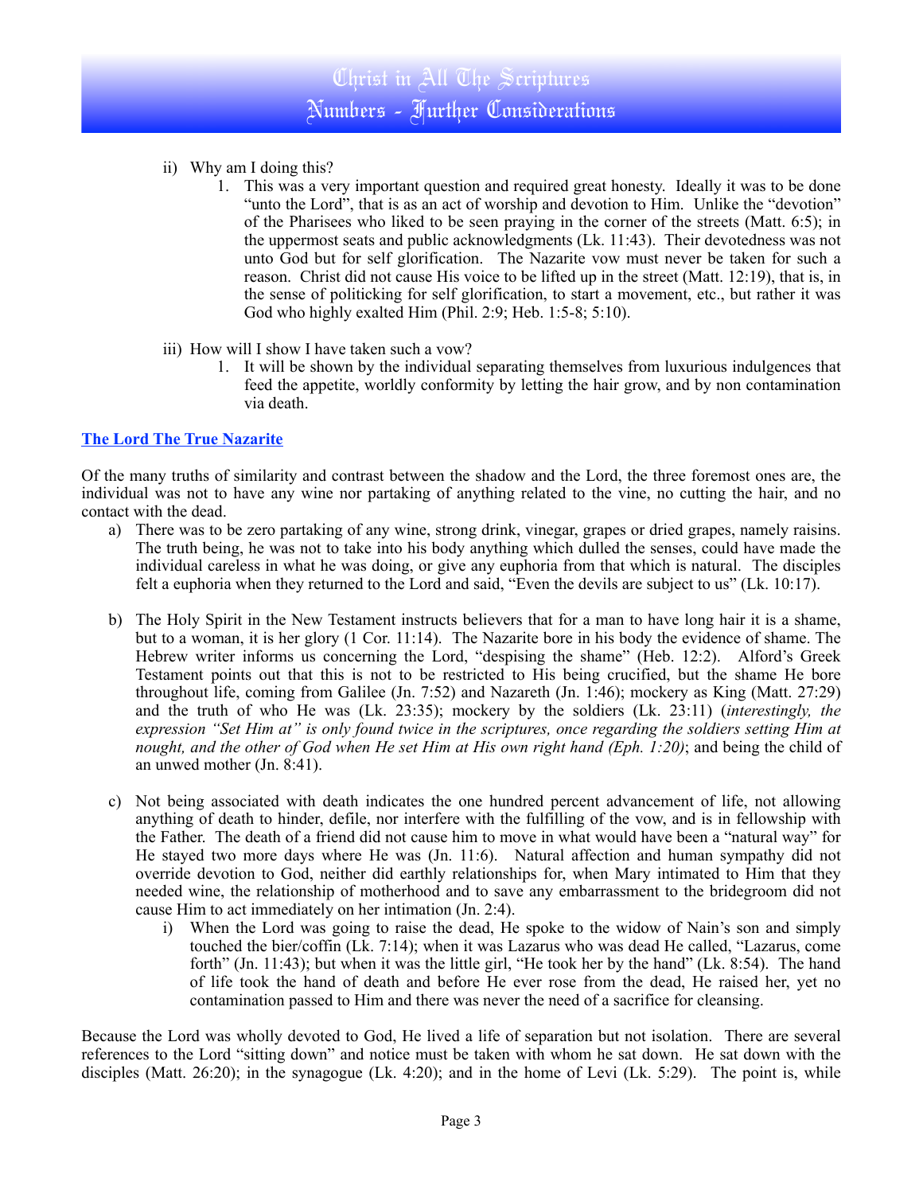ii) Why am I doing this?

1. This was a very important question and required great honesty. Ideally it was to be done "unto the Lord", that is as an act of worship and devotion to Him. Unlike the "devotion" of the Pharisees who liked to be seen praying in the corner of the streets (Matt. 6:5); in the uppermost seats and public acknowledgments (Lk. 11:43). Their devotedness was not unto God but for self glorification. The Nazarite vow must never be taken for such a reason. Christ did not cause His voice to be lifted up in the street (Matt. 12:19), that is, in the sense of politicking for self glorification, to start a movement, etc., but rather it was God who highly exalted Him (Phil. 2:9; Heb. 1:5-8; 5:10).

iii) How will I show I have taken such a vow?

1. It will be shown by the individual separating themselves from luxurious indulgences that feed the appetite, worldly conformity by letting the hair grow, and by non contamination via death.

## The Lord The True Nazarite

Of the many truths of similarity and contrast between the shadow and the Lord, the three foremost ones are, the individual was not to have any wine nor partaking of anything related to the vine, no cutting the hair, and no contact with the dead.

a) There was to be zero partaking of any wine, strong drink, vinegar, grapes or dried grapes, namely raisins. The truth being, he was not to take into his body anything which dulled the senses, could have made the individual careless in what he was doing, or give any euphoria from that which is natural. The disciples felt a euphoria when they returned to the Lord and said, "Even the devils are subject to us" (Lk. 10:17).

b) The Holy Spirit in the New Testament instructs believers that for a man to have long hair it is a shame, but to a woman, it is her glory (1 Cor. 11:14). The Nazarite bore in his body the evidence of shame. The Hebrew writer informs us concerning the Lord, "despising the shame" (Heb. 12:2). Alford's Greek Testament points out that this is not to be restricted to His being crucified, but the shame He bore throughout life, coming from Galilee (Jn. 7:52) and Nazareth (Jn. 1:46); mockery as King (Matt. 27:29) and the truth of who He was (Lk. 23:35); mockery by the soldiers (Lk. 23:11) (*interestingly, the expression "Set Him at" is only found twice in the scriptures, once regarding the soldiers setting Him at nought, and the other of God when He set Him at His own right hand (Eph. 1:20)*; and being the child of an unwed mother (Jn. 8:41).

c) Not being associated with death indicates the one hundred percent advancement of life, not allowing anything of death to hinder, defile, nor interfere with the fulfilling of the vow, and is in fellowship with the Father. The death of a friend did not cause him to move in what would have been a "natural way" for He stayed two more days where He was (Jn. 11:6). Natural affection and human sympathy did not override devotion to God, neither did earthly relationships for, when Mary intimated to Him that they needed wine, the relationship of motherhood and to save any embarrassment to the bridegroom did not cause Him to act immediately on her intimation (Jn. 2:4).

   i) When the Lord was going to raise the dead, He spoke to the widow of Nain's son and simply touched the bier/coffin (Lk. 7:14); when it was Lazarus who was dead He called, "Lazarus, come forth" (Jn. 11:43); but when it was the little girl, "He took her by the hand" (Lk. 8:54). The hand of life took the hand of death and before He ever rose from the dead, He raised her, yet no contamination passed to Him and there was never the need of a sacrifice for cleansing.

Because the Lord was wholly devoted to God, He lived a life of separation but not isolation. There are several references to the Lord "sitting down" and notice must be taken with whom he sat down. He sat down with the disciples (Matt. 26:20); in the synagogue (Lk. 4:20); and in the home of Levi (Lk. 5:29). The point is, while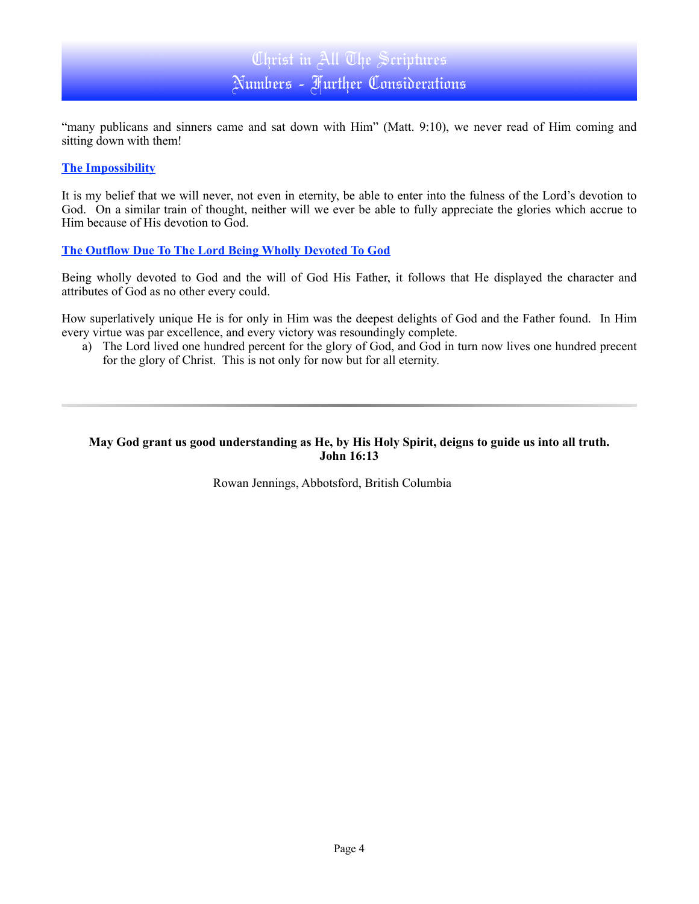"many publicans and sinners came and sat down with Him" (Matt. 9:10), we never read of Him coming and sitting down with them!

**The Impossibility**

It is my belief that we will never, not even in eternity, be able to enter into the fulness of the Lord's devotion to God. On a similar train of thought, neither will we ever be able to fully appreciate the glories which accrue to Him because of His devotion to God.

**The Outflow Due To The Lord Being Wholly Devoted To God**

Being wholly devoted to God and the will of God His Father, it follows that He displayed the character and attributes of God as no other every could.

How superlatively unique He is for only in Him was the deepest delights of God and the Father found. In Him every virtue was par excellence, and every victory was resoundingly complete.

a) The Lord lived one hundred percent for the glory of God, and God in turn now lives one hundred precent for the glory of Christ. This is not only for now but for all eternity.

---

**May God grant us good understanding as He, by His Holy Spirit, deigns to guide us into all truth. John 16:13**

Rowan Jennings, Abbotsford, British Columbia